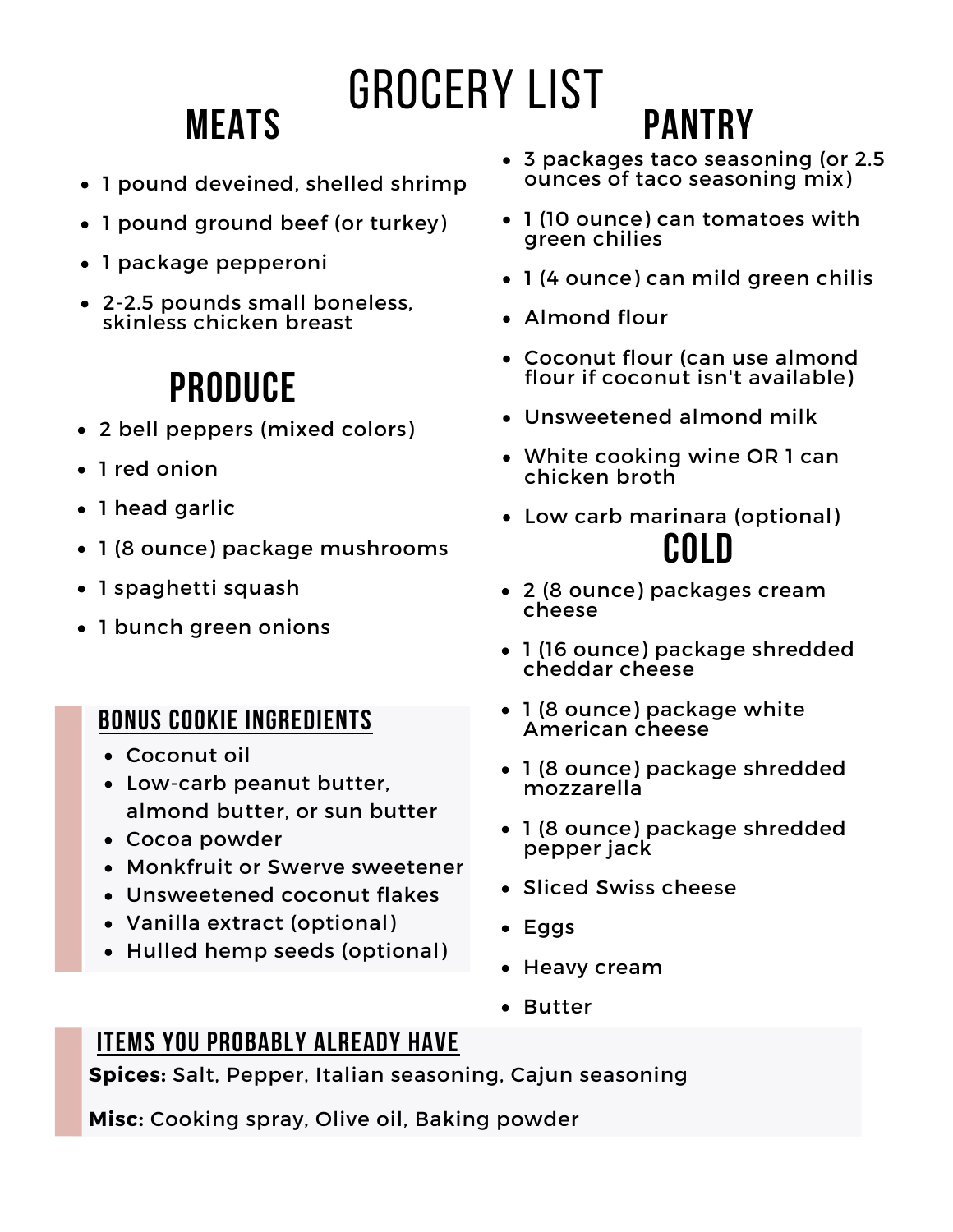# GROCERY LIST

## MEATS

- 1 pound deveined, shelled shrimp
- 1 pound ground beef (or turkey)
- 1 package pepperoni
- 2-2.5 pounds small boneless, skinless chicken breast

## PRODUCE

- 2 bell peppers (mixed colors)
- 1 red onion
- 1 head garlic
- 1 (8 ounce) package mushrooms
- 1 spaghetti squash
- 1 bunch green onions

### BONUS COOKIE INGREDIENTS

- Coconut oil
- Low-carb peanut butter, almond butter, or sun butter
- Cocoa powder
- Monkfruit or Swerve sweetener
- Unsweetened coconut flakes
- Vanilla extract (optional)
- Hulled hemp seeds (optional)

## PANTRY

- 3 packages taco seasoning (or 2.5 ounces of taco seasoning mix)
- 1 (10 ounce) can tomatoes with green chilies
- 1 (4 ounce) can mild green chilis
- Almond flour
- Coconut flour (can use almond flour if coconut isn't available)
- Unsweetened almond milk
- White cooking wine OR 1 can chicken broth
- Low carb marinara (optional)

## COLD

- 2 (8 ounce) packages cream cheese
- 1 (16 ounce) package shredded cheddar cheese
- 1 (8 ounce) package white American cheese
- 1 (8 ounce) package shredded mozzarella
- 1 (8 ounce) package shredded pepper jack
- Sliced Swiss cheese
- Eggs
- Heavy cream
- Butter

### ITEMS YOU PROBABLY ALREADY HAVE

**Spices:** Salt, Pepper, Italian seasoning, Cajun seasoning

**Misc:** Cooking spray, Olive oil, Baking powder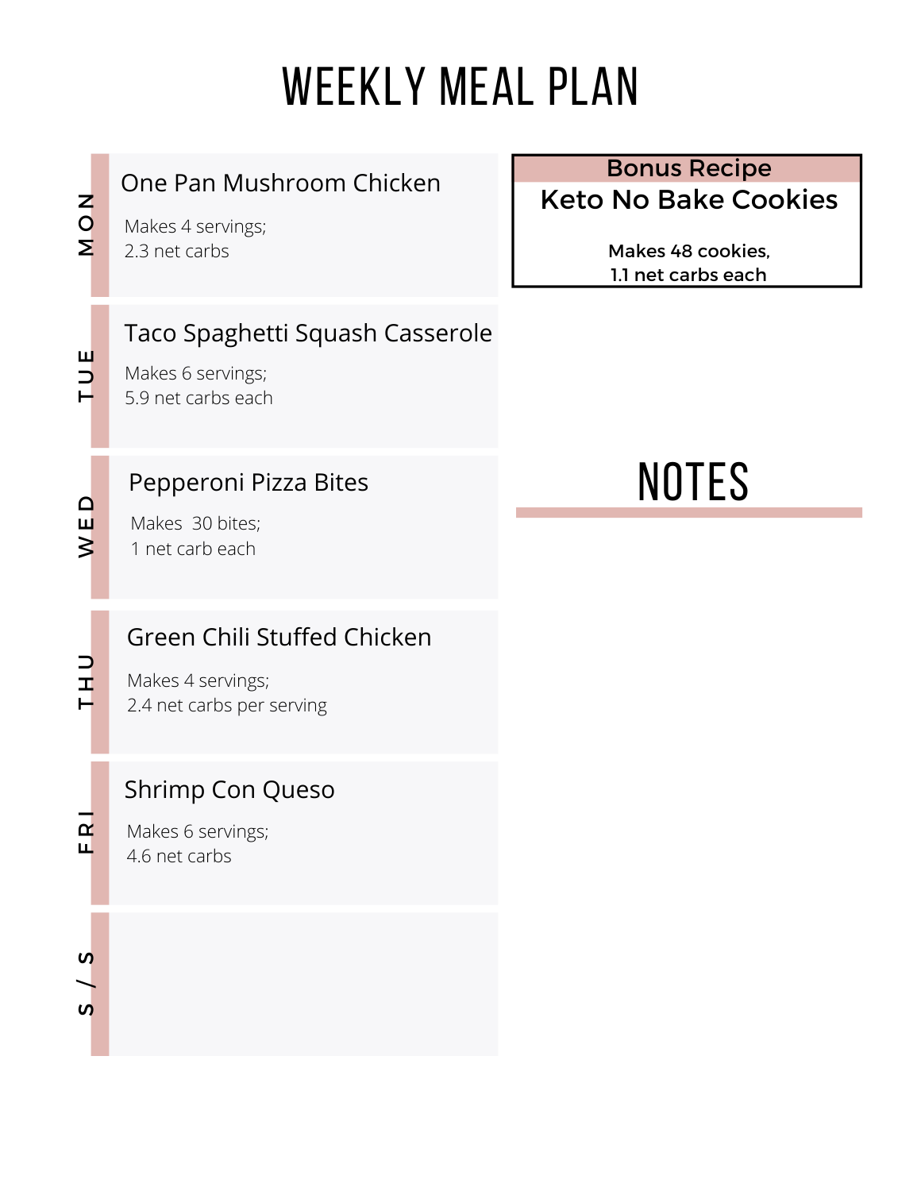# WEEKLY MEAL PLAN

## MON

**One Pan Mushroom Chicken**

Makes 4 servings;
2.3 net carbs

## TUE

**Taco Spaghetti Squash Casserole**

Makes 6 servings;
5.9 net carbs each

## WED

**Pepperoni Pizza Bites**

Makes 30 bites;
1 net carb each

## THU

**Green Chili Stuffed Chicken**

Makes 4 servings;
2.4 net carbs per serving

## FRI

**Shrimp Con Queso**

Makes 6 servings;
4.6 net carbs

## S / S

## Bonus Recipe

**Keto No Bake Cookies**

**Makes 48 cookies,**
**1.1 net carbs each**

## NOTES